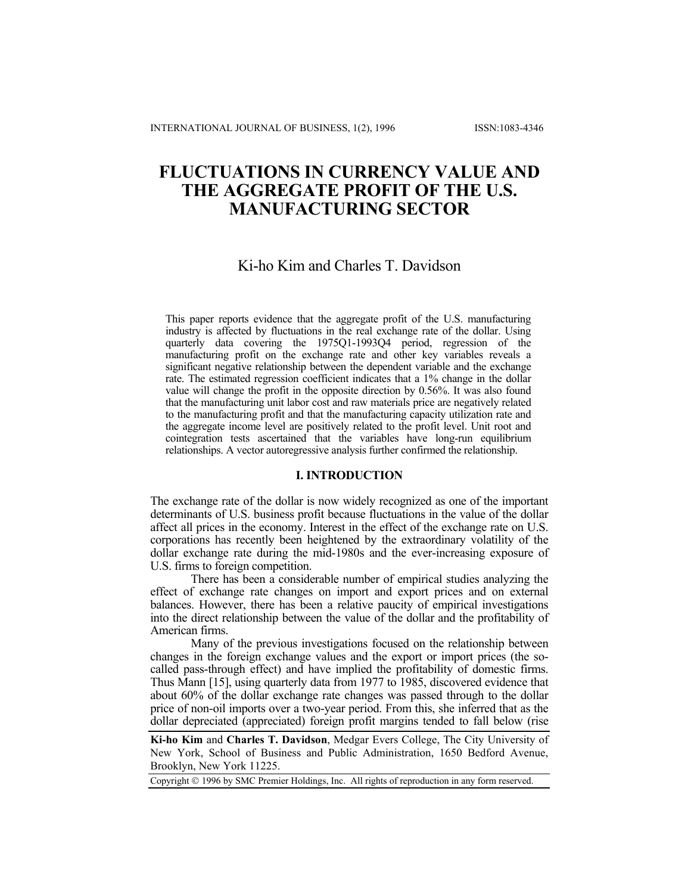# FLUCTUATIONS IN CURRENCY VALUE AND THE AGGREGATE PROFIT OF THE U.S. MANUFACTURING SECTOR

Ki-ho Kim and Charles T. Davidson

This paper reports evidence that the aggregate profit of the U.S. manufacturing industry is affected by fluctuations in the real exchange rate of the dollar. Using quarterly data covering the 1975Q1-1993Q4 period, regression of the manufacturing profit on the exchange rate and other key variables reveals a significant negative relationship between the dependent variable and the exchange rate. The estimated regression coefficient indicates that a 1% change in the dollar value will change the profit in the opposite direction by 0.56%. It was also found that the manufacturing unit labor cost and raw materials price are negatively related to the manufacturing profit and that the manufacturing capacity utilization rate and the aggregate income level are positively related to the profit level. Unit root and cointegration tests ascertained that the variables have long-run equilibrium relationships. A vector autoregressive analysis further confirmed the relationship.

## I. INTRODUCTION

The exchange rate of the dollar is now widely recognized as one of the important determinants of U.S. business profit because fluctuations in the value of the dollar affect all prices in the economy. Interest in the effect of the exchange rate on U.S. corporations has recently been heightened by the extraordinary volatility of the dollar exchange rate during the mid-1980s and the ever-increasing exposure of U.S. firms to foreign competition.

There has been a considerable number of empirical studies analyzing the effect of exchange rate changes on import and export prices and on external balances. However, there has been a relative paucity of empirical investigations into the direct relationship between the value of the dollar and the profitability of American firms.

Many of the previous investigations focused on the relationship between changes in the foreign exchange values and the export or import prices (the so-called pass-through effect) and have implied the profitability of domestic firms. Thus Mann [15], using quarterly data from 1977 to 1985, discovered evidence that about 60% of the dollar exchange rate changes was passed through to the dollar price of non-oil imports over a two-year period. From this, she inferred that as the dollar depreciated (appreciated) foreign profit margins tended to fall below (rise

**Ki-ho Kim** and **Charles T. Davidson**, Medgar Evers College, The City University of New York, School of Business and Public Administration, 1650 Bedford Avenue, Brooklyn, New York 11225.

Copyright © 1996 by SMC Premier Holdings, Inc. All rights of reproduction in any form reserved.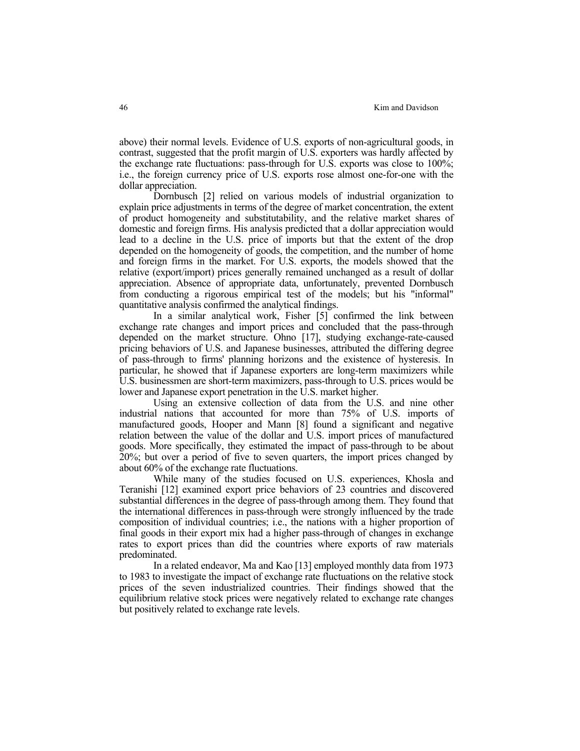above) their normal levels. Evidence of U.S. exports of non-agricultural goods, in contrast, suggested that the profit margin of U.S. exporters was hardly affected by the exchange rate fluctuations: pass-through for U.S. exports was close to 100%; i.e., the foreign currency price of U.S. exports rose almost one-for-one with the dollar appreciation.

Dornbusch [2] relied on various models of industrial organization to explain price adjustments in terms of the degree of market concentration, the extent of product homogeneity and substitutability, and the relative market shares of domestic and foreign firms. His analysis predicted that a dollar appreciation would lead to a decline in the U.S. price of imports but that the extent of the drop depended on the homogeneity of goods, the competition, and the number of home and foreign firms in the market. For U.S. exports, the models showed that the relative (export/import) prices generally remained unchanged as a result of dollar appreciation. Absence of appropriate data, unfortunately, prevented Dornbusch from conducting a rigorous empirical test of the models; but his "informal" quantitative analysis confirmed the analytical findings.

In a similar analytical work, Fisher [5] confirmed the link between exchange rate changes and import prices and concluded that the pass-through depended on the market structure. Ohno [17], studying exchange-rate-caused pricing behaviors of U.S. and Japanese businesses, attributed the differing degree of pass-through to firms' planning horizons and the existence of hysteresis. In particular, he showed that if Japanese exporters are long-term maximizers while U.S. businessmen are short-term maximizers, pass-through to U.S. prices would be lower and Japanese export penetration in the U.S. market higher.

Using an extensive collection of data from the U.S. and nine other industrial nations that accounted for more than 75% of U.S. imports of manufactured goods, Hooper and Mann [8] found a significant and negative relation between the value of the dollar and U.S. import prices of manufactured goods. More specifically, they estimated the impact of pass-through to be about 20%; but over a period of five to seven quarters, the import prices changed by about 60% of the exchange rate fluctuations.

While many of the studies focused on U.S. experiences, Khosla and Teranishi [12] examined export price behaviors of 23 countries and discovered substantial differences in the degree of pass-through among them. They found that the international differences in pass-through were strongly influenced by the trade composition of individual countries; i.e., the nations with a higher proportion of final goods in their export mix had a higher pass-through of changes in exchange rates to export prices than did the countries where exports of raw materials predominated.

In a related endeavor, Ma and Kao [13] employed monthly data from 1973 to 1983 to investigate the impact of exchange rate fluctuations on the relative stock prices of the seven industrialized countries. Their findings showed that the equilibrium relative stock prices were negatively related to exchange rate changes but positively related to exchange rate levels.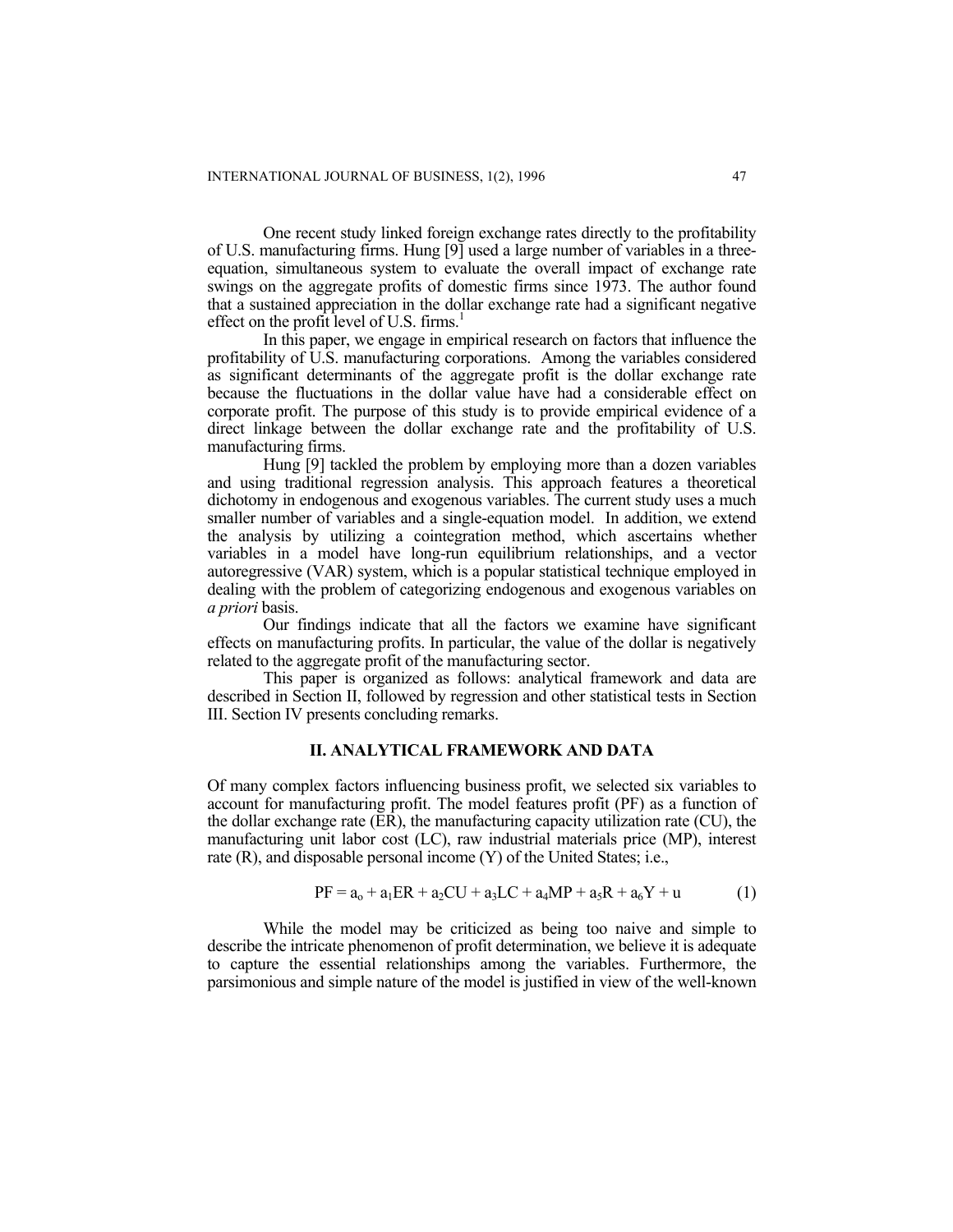One recent study linked foreign exchange rates directly to the profitability of U.S. manufacturing firms. Hung [9] used a large number of variables in a three-equation, simultaneous system to evaluate the overall impact of exchange rate swings on the aggregate profits of domestic firms since 1973. The author found that a sustained appreciation in the dollar exchange rate had a significant negative effect on the profit level of U.S. firms.[1]

In this paper, we engage in empirical research on factors that influence the profitability of U.S. manufacturing corporations. Among the variables considered as significant determinants of the aggregate profit is the dollar exchange rate because the fluctuations in the dollar value have had a considerable effect on corporate profit. The purpose of this study is to provide empirical evidence of a direct linkage between the dollar exchange rate and the profitability of U.S. manufacturing firms.

Hung [9] tackled the problem by employing more than a dozen variables and using traditional regression analysis. This approach features a theoretical dichotomy in endogenous and exogenous variables. The current study uses a much smaller number of variables and a single-equation model. In addition, we extend the analysis by utilizing a cointegration method, which ascertains whether variables in a model have long-run equilibrium relationships, and a vector autoregressive (VAR) system, which is a popular statistical technique employed in dealing with the problem of categorizing endogenous and exogenous variables on *a priori* basis.

Our findings indicate that all the factors we examine have significant effects on manufacturing profits. In particular, the value of the dollar is negatively related to the aggregate profit of the manufacturing sector.

This paper is organized as follows: analytical framework and data are described in Section II, followed by regression and other statistical tests in Section III. Section IV presents concluding remarks.

## II. ANALYTICAL FRAMEWORK AND DATA

Of many complex factors influencing business profit, we selected six variables to account for manufacturing profit. The model features profit (PF) as a function of the dollar exchange rate (ER), the manufacturing capacity utilization rate (CU), the manufacturing unit labor cost (LC), raw industrial materials price (MP), interest rate (R), and disposable personal income (Y) of the United States; i.e.,

$$PF = a_o + a_1ER + a_2CU + a_3LC + a_4MP + a_5R + a_6Y + u \qquad (1)$$

While the model may be criticized as being too naive and simple to describe the intricate phenomenon of profit determination, we believe it is adequate to capture the essential relationships among the variables. Furthermore, the parsimonious and simple nature of the model is justified in view of the well-known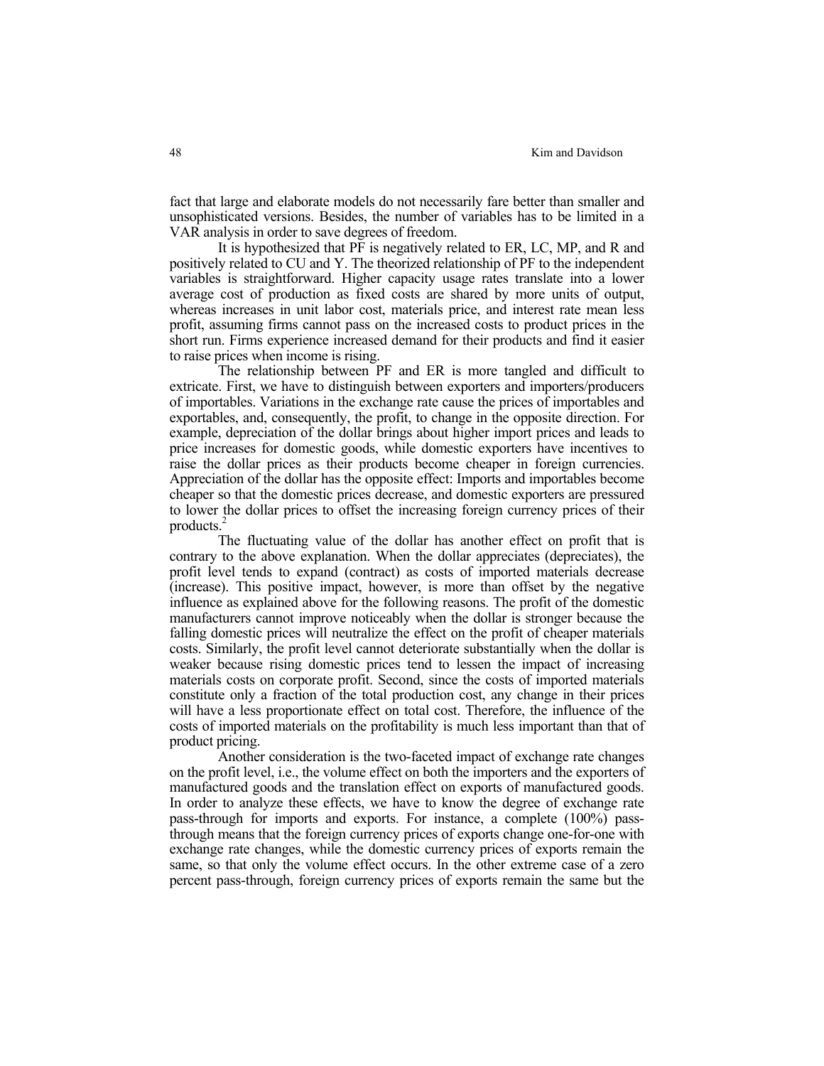fact that large and elaborate models do not necessarily fare better than smaller and unsophisticated versions. Besides, the number of variables has to be limited in a VAR analysis in order to save degrees of freedom.

It is hypothesized that PF is negatively related to ER, LC, MP, and R and positively related to CU and Y. The theorized relationship of PF to the independent variables is straightforward. Higher capacity usage rates translate into a lower average cost of production as fixed costs are shared by more units of output, whereas increases in unit labor cost, materials price, and interest rate mean less profit, assuming firms cannot pass on the increased costs to product prices in the short run. Firms experience increased demand for their products and find it easier to raise prices when income is rising.

The relationship between PF and ER is more tangled and difficult to extricate. First, we have to distinguish between exporters and importers/producers of importables. Variations in the exchange rate cause the prices of importables and exportables, and, consequently, the profit, to change in the opposite direction. For example, depreciation of the dollar brings about higher import prices and leads to price increases for domestic goods, while domestic exporters have incentives to raise the dollar prices as their products become cheaper in foreign currencies. Appreciation of the dollar has the opposite effect: Imports and importables become cheaper so that the domestic prices decrease, and domestic exporters are pressured to lower the dollar prices to offset the increasing foreign currency prices of their products.[2]

The fluctuating value of the dollar has another effect on profit that is contrary to the above explanation. When the dollar appreciates (depreciates), the profit level tends to expand (contract) as costs of imported materials decrease (increase). This positive impact, however, is more than offset by the negative influence as explained above for the following reasons. The profit of the domestic manufacturers cannot improve noticeably when the dollar is stronger because the falling domestic prices will neutralize the effect on the profit of cheaper materials costs. Similarly, the profit level cannot deteriorate substantially when the dollar is weaker because rising domestic prices tend to lessen the impact of increasing materials costs on corporate profit. Second, since the costs of imported materials constitute only a fraction of the total production cost, any change in their prices will have a less proportionate effect on total cost. Therefore, the influence of the costs of imported materials on the profitability is much less important than that of product pricing.

Another consideration is the two-faceted impact of exchange rate changes on the profit level, i.e., the volume effect on both the importers and the exporters of manufactured goods and the translation effect on exports of manufactured goods. In order to analyze these effects, we have to know the degree of exchange rate pass-through for imports and exports. For instance, a complete (100%) pass-through means that the foreign currency prices of exports change one-for-one with exchange rate changes, while the domestic currency prices of exports remain the same, so that only the volume effect occurs. In the other extreme case of a zero percent pass-through, foreign currency prices of exports remain the same but the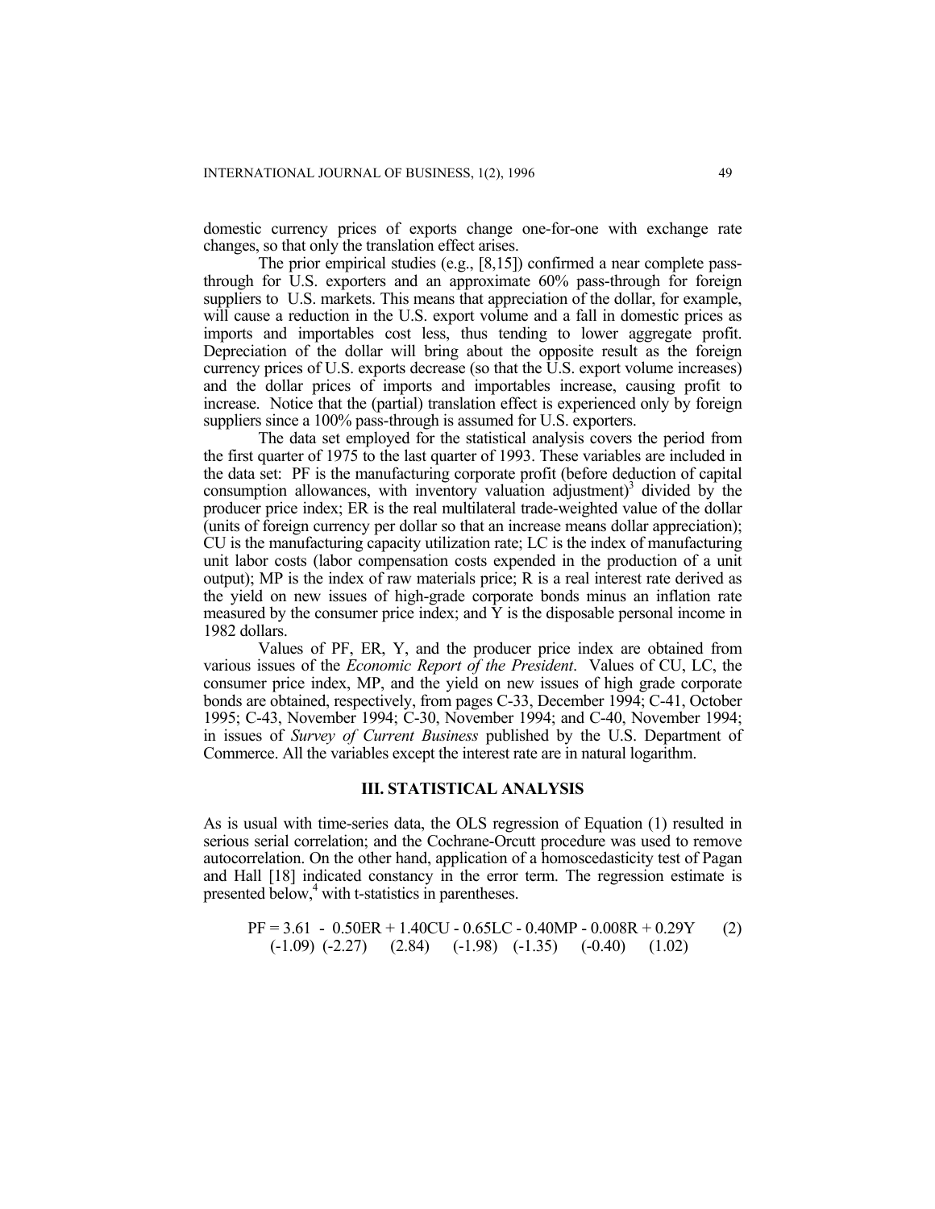domestic currency prices of exports change one-for-one with exchange rate changes, so that only the translation effect arises.

The prior empirical studies (e.g., [8,15]) confirmed a near complete pass-through for U.S. exporters and an approximate 60% pass-through for foreign suppliers to U.S. markets. This means that appreciation of the dollar, for example, will cause a reduction in the U.S. export volume and a fall in domestic prices as imports and importables cost less, thus tending to lower aggregate profit. Depreciation of the dollar will bring about the opposite result as the foreign currency prices of U.S. exports decrease (so that the U.S. export volume increases) and the dollar prices of imports and importables increase, causing profit to increase. Notice that the (partial) translation effect is experienced only by foreign suppliers since a 100% pass-through is assumed for U.S. exporters.

The data set employed for the statistical analysis covers the period from the first quarter of 1975 to the last quarter of 1993. These variables are included in the data set: PF is the manufacturing corporate profit (before deduction of capital consumption allowances, with inventory valuation adjustment)[3] divided by the producer price index; ER is the real multilateral trade-weighted value of the dollar (units of foreign currency per dollar so that an increase means dollar appreciation); CU is the manufacturing capacity utilization rate; LC is the index of manufacturing unit labor costs (labor compensation costs expended in the production of a unit output); MP is the index of raw materials price; R is a real interest rate derived as the yield on new issues of high-grade corporate bonds minus an inflation rate measured by the consumer price index; and Y is the disposable personal income in 1982 dollars.

Values of PF, ER, Y, and the producer price index are obtained from various issues of the *Economic Report of the President*. Values of CU, LC, the consumer price index, MP, and the yield on new issues of high grade corporate bonds are obtained, respectively, from pages C-33, December 1994; C-41, October 1995; C-43, November 1994; C-30, November 1994; and C-40, November 1994; in issues of *Survey of Current Business* published by the U.S. Department of Commerce. All the variables except the interest rate are in natural logarithm.

## III. STATISTICAL ANALYSIS

As is usual with time-series data, the OLS regression of Equation (1) resulted in serious serial correlation; and the Cochrane-Orcutt procedure was used to remove autocorrelation. On the other hand, application of a homoscedasticity test of Pagan and Hall [18] indicated constancy in the error term. The regression estimate is presented below,[4] with t-statistics in parentheses.

$$\begin{aligned} PF = \underset{(-1.09)}{3.61} - \underset{(-2.27)}{0.50ER} + \underset{(2.84)}{1.40CU} - \underset{(-1.98)}{0.65LC} - \underset{(-1.35)}{0.40MP} - \underset{(-0.40)}{0.008R} + \underset{(1.02)}{0.29Y} \end{aligned} \quad (2)$$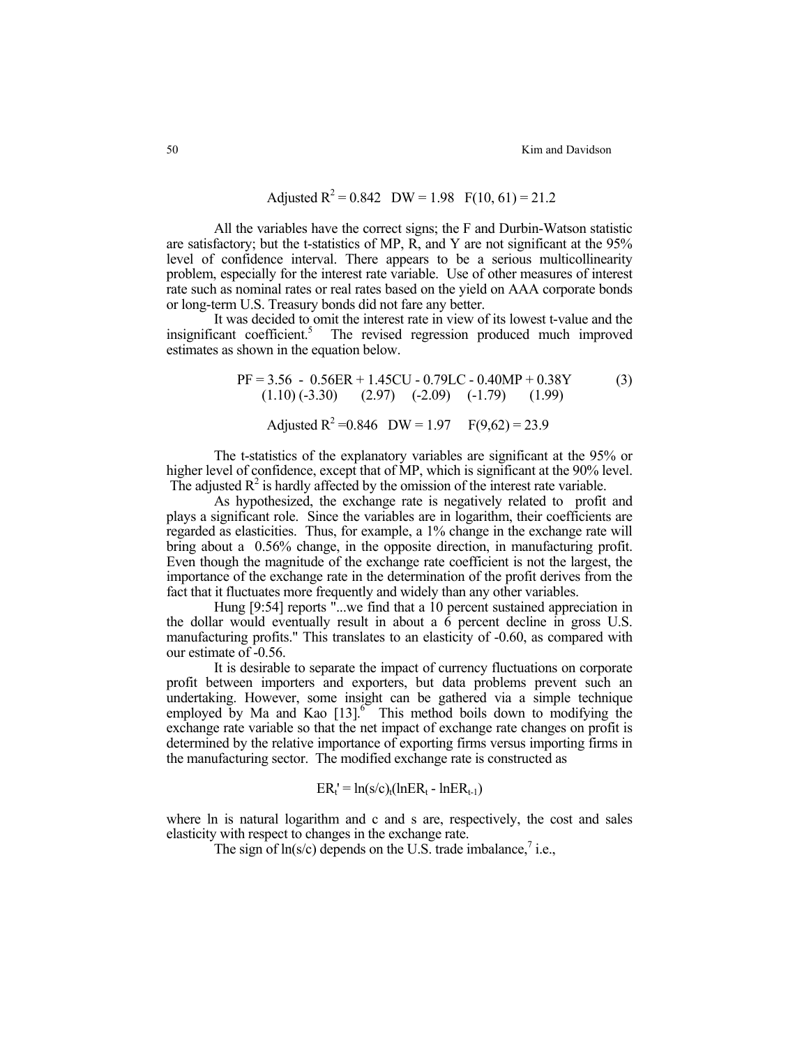$$\text{Adjusted } R^2 = 0.842 \quad DW = 1.98 \quad F(10, 61) = 21.2$$

All the variables have the correct signs; the F and Durbin-Watson statistic are satisfactory; but the t-statistics of MP, R, and Y are not significant at the 95% level of confidence interval. There appears to be a serious multicollinearity problem, especially for the interest rate variable. Use of other measures of interest rate such as nominal rates or real rates based on the yield on AAA corporate bonds or long-term U.S. Treasury bonds did not fare any better.

It was decided to omit the interest rate in view of its lowest t-value and the insignificant coefficient.[5] The revised regression produced much improved estimates as shown in the equation below.

$$\underset{(1.10)}{PF = 3.56} \; - \underset{(-3.30)}{0.56ER} + \underset{(2.97)}{1.45CU} - \underset{(-2.09)}{0.79LC} - \underset{(-1.79)}{0.40MP} + \underset{(1.99)}{0.38Y} \qquad (3)$$

$$\text{Adjusted } R^2 = 0.846 \quad DW = 1.97 \quad F(9,62) = 23.9$$

The t-statistics of the explanatory variables are significant at the 95% or higher level of confidence, except that of MP, which is significant at the 90% level. The adjusted $R^2$ is hardly affected by the omission of the interest rate variable.

As hypothesized, the exchange rate is negatively related to profit and plays a significant role. Since the variables are in logarithm, their coefficients are regarded as elasticities. Thus, for example, a 1% change in the exchange rate will bring about a 0.56% change, in the opposite direction, in manufacturing profit. Even though the magnitude of the exchange rate coefficient is not the largest, the importance of the exchange rate in the determination of the profit derives from the fact that it fluctuates more frequently and widely than any other variables.

Hung [9:54] reports "...we find that a 10 percent sustained appreciation in the dollar would eventually result in about a 6 percent decline in gross U.S. manufacturing profits." This translates to an elasticity of -0.60, as compared with our estimate of -0.56.

It is desirable to separate the impact of currency fluctuations on corporate profit between importers and exporters, but data problems prevent such an undertaking. However, some insight can be gathered via a simple technique employed by Ma and Kao [13].[6] This method boils down to modifying the exchange rate variable so that the net impact of exchange rate changes on profit is determined by the relative importance of exporting firms versus importing firms in the manufacturing sector. The modified exchange rate is constructed as

$$ER_t' = \ln(s/c)_t(\ln ER_t - \ln ER_{t-1})$$

where ln is natural logarithm and c and s are, respectively, the cost and sales elasticity with respect to changes in the exchange rate.

The sign of $\ln(s/c)$ depends on the U.S. trade imbalance,[7] i.e.,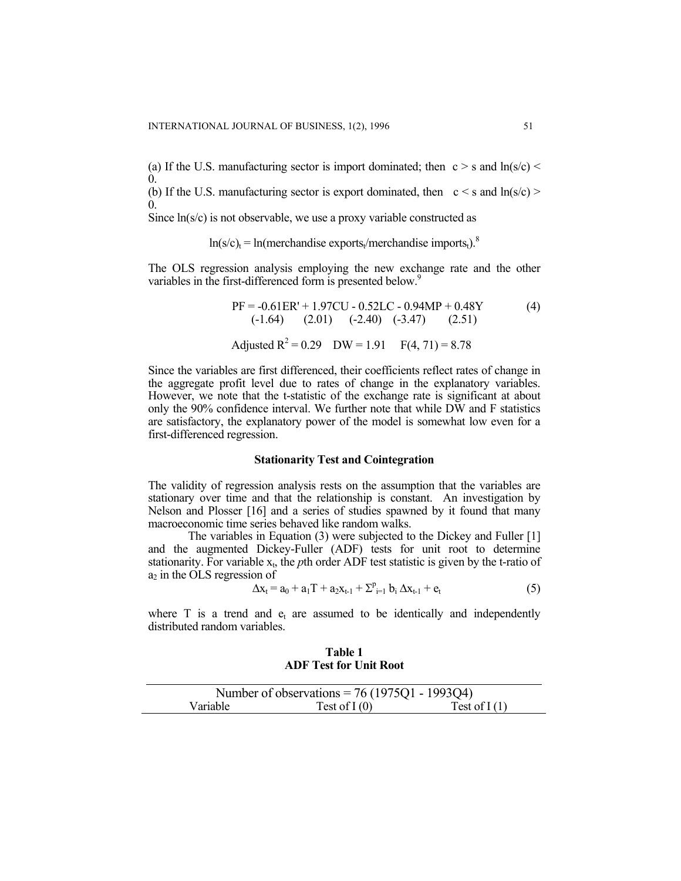(a) If the U.S. manufacturing sector is import dominated; then $c > s$ and $\ln(s/c) < 0$.

(b) If the U.S. manufacturing sector is export dominated, then $c < s$ and $\ln(s/c) > 0$.

Since ln(s/c) is not observable, we use a proxy variable constructed as

$$\ln(s/c)_t = \ln(\text{merchandise exports}_t/\text{merchandise imports}_t).$$ [8]

The OLS regression analysis employing the new exchange rate and the other variables in the first-differenced form is presented below.[9]

$$\begin{aligned} PF = &-0.61ER' + 1.97CU - 0.52LC - 0.94MP + 0.48Y \quad (4)\\ &(-1.64) \quad (2.01) \quad (-2.40) \quad (-3.47) \quad (2.51) \end{aligned}$$

$$\text{Adjusted } R^2 = 0.29 \quad DW = 1.91 \quad F(4, 71) = 8.78$$

Since the variables are first differenced, their coefficients reflect rates of change in the aggregate profit level due to rates of change in the explanatory variables. However, we note that the t-statistic of the exchange rate is significant at about only the 90% confidence interval. We further note that while DW and F statistics are satisfactory, the explanatory power of the model is somewhat low even for a first-differenced regression.

### Stationarity Test and Cointegration

The validity of regression analysis rests on the assumption that the variables are stationary over time and that the relationship is constant. An investigation by Nelson and Plosser [16] and a series of studies spawned by it found that many macroeconomic time series behaved like random walks.

The variables in Equation (3) were subjected to the Dickey and Fuller [1] and the augmented Dickey-Fuller (ADF) tests for unit root to determine stationarity. For variable $x_t$, the *p*th order ADF test statistic is given by the t-ratio of $a_2$ in the OLS regression of

$$\Delta x_t = a_0 + a_1 T + a_2 x_{t-1} + \Sigma^{p}_{i=1} b_i \Delta x_{t-1} + e_t \quad (5)$$

where T is a trend and $e_t$ are assumed to be identically and independently distributed random variables.

**Table 1**
**ADF Test for Unit Root**

| Number of observations = 76 (1975Q1 - 1993Q4) | | |
|---|---|---|
| Variable | Test of I (0) | Test of I (1) |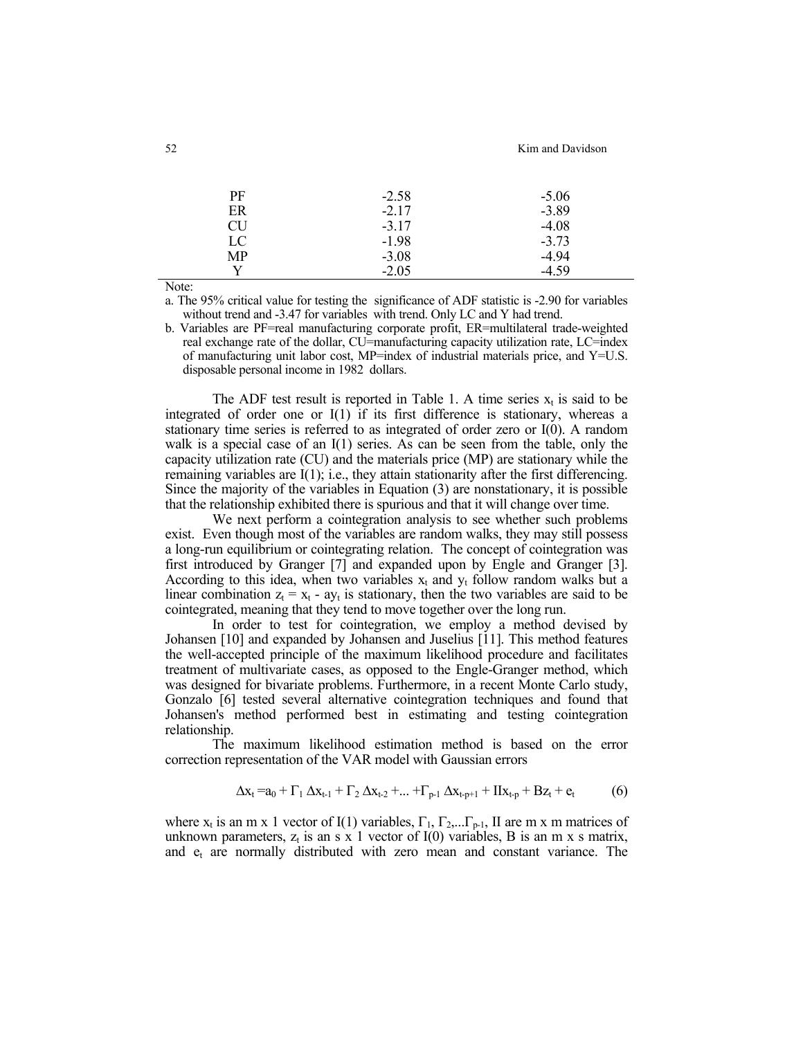| | | |
|---|---|---|
| PF | -2.58 | -5.06 |
| ER | -2.17 | -3.89 |
| CU | -3.17 | -4.08 |
| LC | -1.98 | -3.73 |
| MP | -3.08 | -4.94 |
| Y | -2.05 | -4.59 |

Note:

a. The 95% critical value for testing the significance of ADF statistic is -2.90 for variables without trend and -3.47 for variables with trend. Only LC and Y had trend.

b. Variables are PF=real manufacturing corporate profit, ER=multilateral trade-weighted real exchange rate of the dollar, CU=manufacturing capacity utilization rate, LC=index of manufacturing unit labor cost, MP=index of industrial materials price, and Y=U.S. disposable personal income in 1982 dollars.

The ADF test result is reported in Table 1. A time series $x_t$ is said to be integrated of order one or I(1) if its first difference is stationary, whereas a stationary time series is referred to as integrated of order zero or I(0). A random walk is a special case of an I(1) series. As can be seen from the table, only the capacity utilization rate (CU) and the materials price (MP) are stationary while the remaining variables are I(1); i.e., they attain stationarity after the first differencing. Since the majority of the variables in Equation (3) are nonstationary, it is possible that the relationship exhibited there is spurious and that it will change over time.

We next perform a cointegration analysis to see whether such problems exist. Even though most of the variables are random walks, they may still possess a long-run equilibrium or cointegrating relation. The concept of cointegration was first introduced by Granger [7] and expanded upon by Engle and Granger [3]. According to this idea, when two variables $x_t$ and $y_t$ follow random walks but a linear combination $z_t = x_t - ay_t$ is stationary, then the two variables are said to be cointegrated, meaning that they tend to move together over the long run.

In order to test for cointegration, we employ a method devised by Johansen [10] and expanded by Johansen and Juselius [11]. This method features the well-accepted principle of the maximum likelihood procedure and facilitates treatment of multivariate cases, as opposed to the Engle-Granger method, which was designed for bivariate problems. Furthermore, in a recent Monte Carlo study, Gonzalo [6] tested several alternative cointegration techniques and found that Johansen's method performed best in estimating and testing cointegration relationship.

The maximum likelihood estimation method is based on the error correction representation of the VAR model with Gaussian errors

$$\Delta x_t = a_0 + \Gamma_1 \Delta x_{t-1} + \Gamma_2 \Delta x_{t-2} + ... + \Gamma_{p-1} \Delta x_{t-p+1} + \Pi x_{t-p} + Bz_t + e_t \qquad (6)$$

where $x_t$ is an m x 1 vector of I(1) variables, $\Gamma_1, \Gamma_2, ... \Gamma_{p-1}$, $\Pi$ are m x m matrices of unknown parameters, $z_t$ is an s x 1 vector of I(0) variables, B is an m x s matrix, and $e_t$ are normally distributed with zero mean and constant variance. The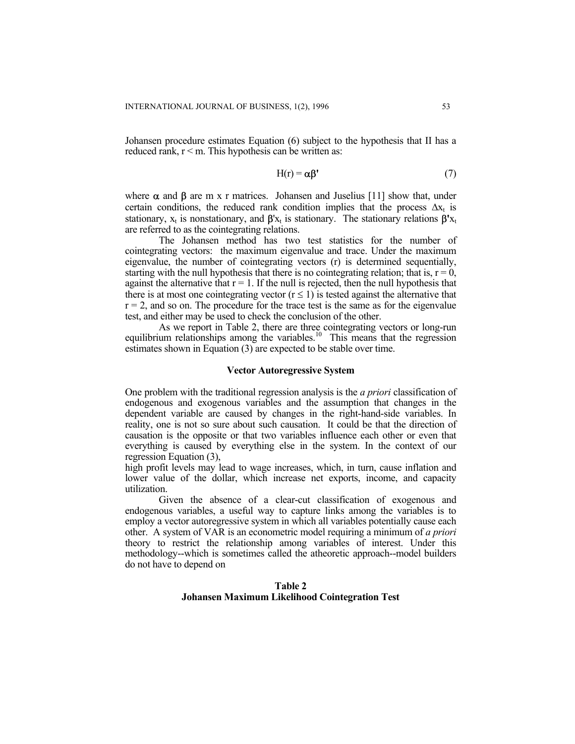Johansen procedure estimates Equation (6) subject to the hypothesis that II has a reduced rank, $r < m$. This hypothesis can be written as:

$$H(r) = \alpha\beta' \tag{7}$$

where $\alpha$ and $\beta$ are m x r matrices. Johansen and Juselius [11] show that, under certain conditions, the reduced rank condition implies that the process $\Delta x_t$ is stationary, $x_t$ is nonstationary, and $\beta' x_t$ is stationary. The stationary relations $\beta' x_t$ are referred to as the cointegrating relations.

The Johansen method has two test statistics for the number of cointegrating vectors: the maximum eigenvalue and trace. Under the maximum eigenvalue, the number of cointegrating vectors (r) is determined sequentially, starting with the null hypothesis that there is no cointegrating relation; that is, $r = 0$, against the alternative that $r = 1$. If the null is rejected, then the null hypothesis that there is at most one cointegrating vector ($r \leq 1$) is tested against the alternative that $r = 2$, and so on. The procedure for the trace test is the same as for the eigenvalue test, and either may be used to check the conclusion of the other.

As we report in Table 2, there are three cointegrating vectors or long-run equilibrium relationships among the variables.[10] This means that the regression estimates shown in Equation (3) are expected to be stable over time.

### Vector Autoregressive System

One problem with the traditional regression analysis is the *a priori* classification of endogenous and exogenous variables and the assumption that changes in the dependent variable are caused by changes in the right-hand-side variables. In reality, one is not so sure about such causation. It could be that the direction of causation is the opposite or that two variables influence each other or even that everything is caused by everything else in the system. In the context of our regression Equation (3),
high profit levels may lead to wage increases, which, in turn, cause inflation and lower value of the dollar, which increase net exports, income, and capacity utilization.

Given the absence of a clear-cut classification of exogenous and endogenous variables, a useful way to capture links among the variables is to employ a vector autoregressive system in which all variables potentially cause each other. A system of VAR is an econometric model requiring a minimum of *a priori* theory to restrict the relationship among variables of interest. Under this methodology--which is sometimes called the atheoretic approach--model builders do not have to depend on

**Table 2**
**Johansen Maximum Likelihood Cointegration Test**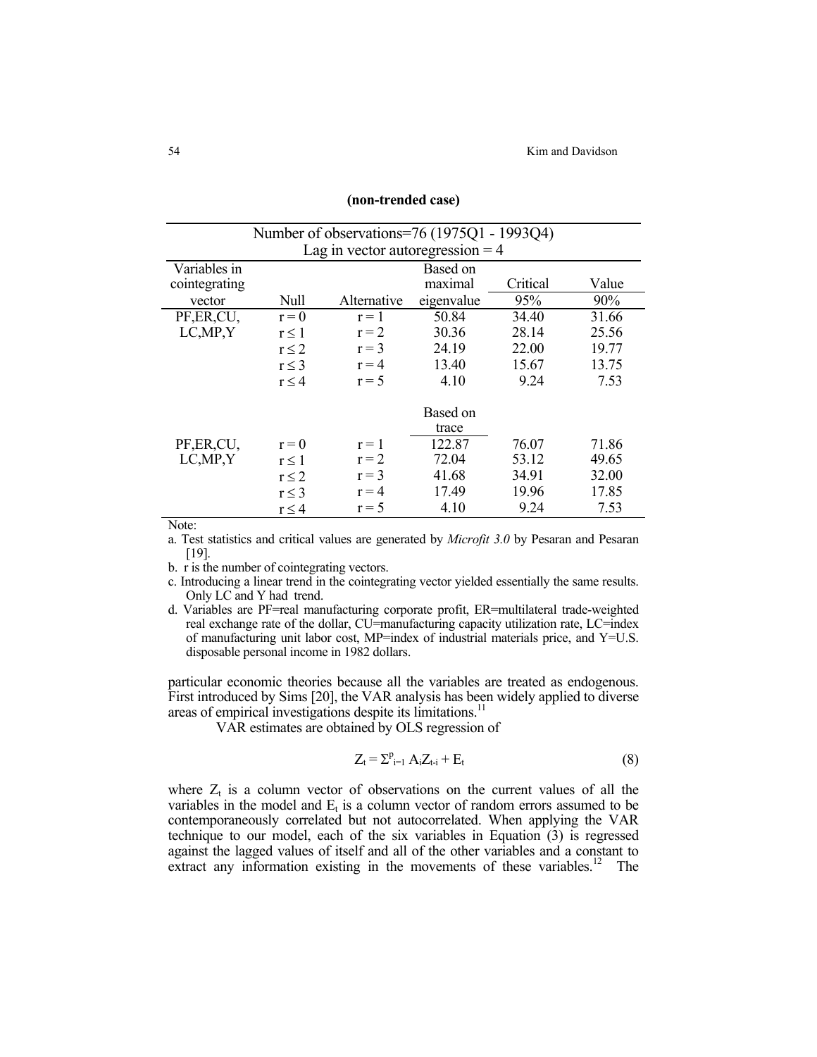**(non-trended case)**

| Number of observations=76 (1975Q1 - 1993Q4) | | | | | |
|---|---|---|---|---|---|
| Lag in vector autoregression = 4 | | | | | |
| Variables in cointegrating vector | Null | Alternative | Based on maximal eigenvalue | Critical 95% | Value 90% |
| PF,ER,CU, LC,MP,Y | $r = 0$ | $r = 1$ | 50.84 | 34.40 | 31.66 |
| | $r \leq 1$ | $r = 2$ | 30.36 | 28.14 | 25.56 |
| | $r \leq 2$ | $r = 3$ | 24.19 | 22.00 | 19.77 |
| | $r \leq 3$ | $r = 4$ | 13.40 | 15.67 | 13.75 |
| | $r \leq 4$ | $r = 5$ | 4.10 | 9.24 | 7.53 |
| | | | Based on trace | | |
| PF,ER,CU, LC,MP,Y | $r = 0$ | $r = 1$ | 122.87 | 76.07 | 71.86 |
| | $r \leq 1$ | $r = 2$ | 72.04 | 53.12 | 49.65 |
| | $r \leq 2$ | $r = 3$ | 41.68 | 34.91 | 32.00 |
| | $r \leq 3$ | $r = 4$ | 17.49 | 19.96 | 17.85 |
| | $r \leq 4$ | $r = 5$ | 4.10 | 9.24 | 7.53 |

Note:

a. Test statistics and critical values are generated by *Microfit 3.0* by Pesaran and Pesaran [19].

b. r is the number of cointegrating vectors.

c. Introducing a linear trend in the cointegrating vector yielded essentially the same results. Only LC and Y had trend.

d. Variables are PF=real manufacturing corporate profit, ER=multilateral trade-weighted real exchange rate of the dollar, CU=manufacturing capacity utilization rate, LC=index of manufacturing unit labor cost, MP=index of industrial materials price, and Y=U.S. disposable personal income in 1982 dollars.

particular economic theories because all the variables are treated as endogenous. First introduced by Sims [20], the VAR analysis has been widely applied to diverse areas of empirical investigations despite its limitations.[11]

VAR estimates are obtained by OLS regression of

$$Z_t = \Sigma^{p}_{i=1} A_i Z_{t-i} + E_t \tag{8}$$

where $Z_t$ is a column vector of observations on the current values of all the variables in the model and $E_t$ is a column vector of random errors assumed to be contemporaneously correlated but not autocorrelated. When applying the VAR technique to our model, each of the six variables in Equation (3) is regressed against the lagged values of itself and all of the other variables and a constant to extract any information existing in the movements of these variables.[12] The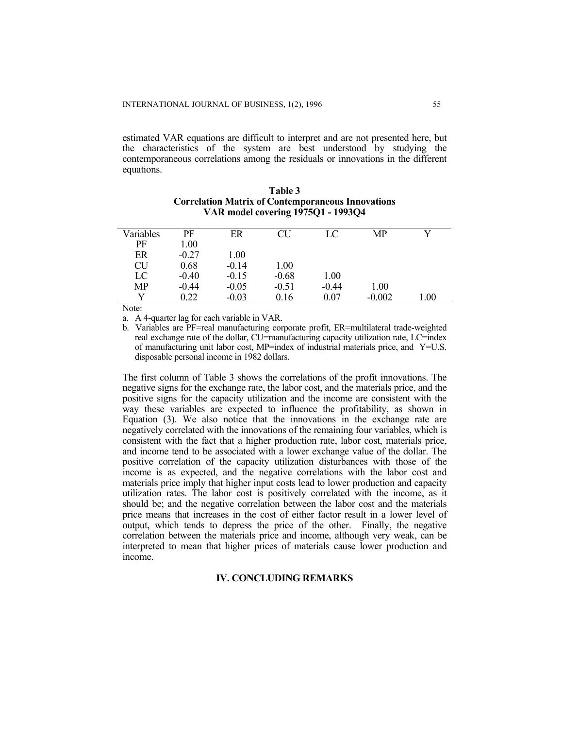estimated VAR equations are difficult to interpret and are not presented here, but the characteristics of the system are best understood by studying the contemporaneous correlations among the residuals or innovations in the different equations.

**Table 3**
**Correlation Matrix of Contemporaneous Innovations**
**VAR model covering 1975Q1 - 1993Q4**

| Variables | PF | ER | CU | LC | MP | Y |
|---|---|---|---|---|---|---|
| PF | 1.00 | | | | | |
| ER | -0.27 | 1.00 | | | | |
| CU | 0.68 | -0.14 | 1.00 | | | |
| LC | -0.40 | -0.15 | -0.68 | 1.00 | | |
| MP | -0.44 | -0.05 | -0.51 | -0.44 | 1.00 | |
| Y | 0.22 | -0.03 | 0.16 | 0.07 | -0.002 | 1.00 |

Note:

a. A 4-quarter lag for each variable in VAR.

b. Variables are PF=real manufacturing corporate profit, ER=multilateral trade-weighted real exchange rate of the dollar, CU=manufacturing capacity utilization rate, LC=index of manufacturing unit labor cost, MP=index of industrial materials price, and Y=U.S. disposable personal income in 1982 dollars.

The first column of Table 3 shows the correlations of the profit innovations. The negative signs for the exchange rate, the labor cost, and the materials price, and the positive signs for the capacity utilization and the income are consistent with the way these variables are expected to influence the profitability, as shown in Equation (3). We also notice that the innovations in the exchange rate are negatively correlated with the innovations of the remaining four variables, which is consistent with the fact that a higher production rate, labor cost, materials price, and income tend to be associated with a lower exchange value of the dollar. The positive correlation of the capacity utilization disturbances with those of the income is as expected, and the negative correlations with the labor cost and materials price imply that higher input costs lead to lower production and capacity utilization rates. The labor cost is positively correlated with the income, as it should be; and the negative correlation between the labor cost and the materials price means that increases in the cost of either factor result in a lower level of output, which tends to depress the price of the other. Finally, the negative correlation between the materials price and income, although very weak, can be interpreted to mean that higher prices of materials cause lower production and income.

## IV. CONCLUDING REMARKS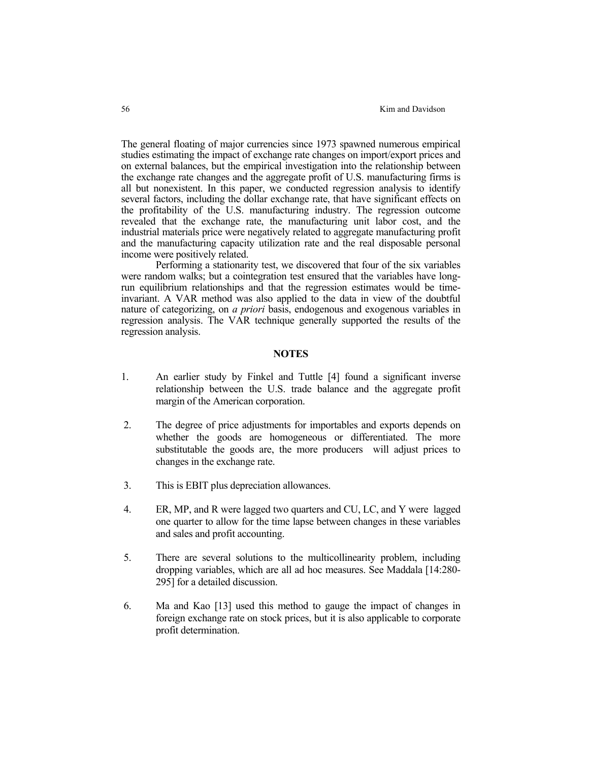The general floating of major currencies since 1973 spawned numerous empirical studies estimating the impact of exchange rate changes on import/export prices and on external balances, but the empirical investigation into the relationship between the exchange rate changes and the aggregate profit of U.S. manufacturing firms is all but nonexistent. In this paper, we conducted regression analysis to identify several factors, including the dollar exchange rate, that have significant effects on the profitability of the U.S. manufacturing industry. The regression outcome revealed that the exchange rate, the manufacturing unit labor cost, and the industrial materials price were negatively related to aggregate manufacturing profit and the manufacturing capacity utilization rate and the real disposable personal income were positively related.

Performing a stationarity test, we discovered that four of the six variables were random walks; but a cointegration test ensured that the variables have long-run equilibrium relationships and that the regression estimates would be time-invariant. A VAR method was also applied to the data in view of the doubtful nature of categorizing, on *a priori* basis, endogenous and exogenous variables in regression analysis. The VAR technique generally supported the results of the regression analysis.

## NOTES

1. An earlier study by Finkel and Tuttle [4] found a significant inverse relationship between the U.S. trade balance and the aggregate profit margin of the American corporation.

2. The degree of price adjustments for importables and exports depends on whether the goods are homogeneous or differentiated. The more substitutable the goods are, the more producers will adjust prices to changes in the exchange rate.

3. This is EBIT plus depreciation allowances.

4. ER, MP, and R were lagged two quarters and CU, LC, and Y were lagged one quarter to allow for the time lapse between changes in these variables and sales and profit accounting.

5. There are several solutions to the multicollinearity problem, including dropping variables, which are all ad hoc measures. See Maddala [14:280-295] for a detailed discussion.

6. Ma and Kao [13] used this method to gauge the impact of changes in foreign exchange rate on stock prices, but it is also applicable to corporate profit determination.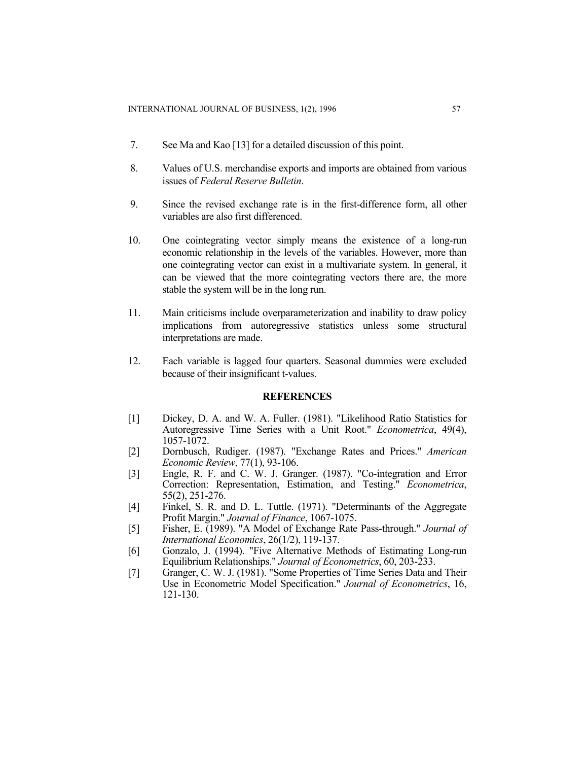7. See Ma and Kao [13] for a detailed discussion of this point.

8. Values of U.S. merchandise exports and imports are obtained from various issues of *Federal Reserve Bulletin*.

9. Since the revised exchange rate is in the first-difference form, all other variables are also first differenced.

10. One cointegrating vector simply means the existence of a long-run economic relationship in the levels of the variables. However, more than one cointegrating vector can exist in a multivariate system. In general, it can be viewed that the more cointegrating vectors there are, the more stable the system will be in the long run.

11. Main criticisms include overparameterization and inability to draw policy implications from autoregressive statistics unless some structural interpretations are made.

12. Each variable is lagged four quarters. Seasonal dummies were excluded because of their insignificant t-values.

## REFERENCES

[1] Dickey, D. A. and W. A. Fuller. (1981). "Likelihood Ratio Statistics for Autoregressive Time Series with a Unit Root." *Econometrica*, 49(4), 1057-1072.

[2] Dornbusch, Rudiger. (1987). "Exchange Rates and Prices." *American Economic Review*, 77(1), 93-106.

[3] Engle, R. F. and C. W. J. Granger. (1987). "Co-integration and Error Correction: Representation, Estimation, and Testing." *Econometrica*, 55(2), 251-276.

[4] Finkel, S. R. and D. L. Tuttle. (1971). "Determinants of the Aggregate Profit Margin." *Journal of Finance*, 1067-1075.

[5] Fisher, E. (1989). "A Model of Exchange Rate Pass-through." *Journal of International Economics*, 26(1/2), 119-137.

[6] Gonzalo, J. (1994). "Five Alternative Methods of Estimating Long-run Equilibrium Relationships." *Journal of Econometrics*, 60, 203-233.

[7] Granger, C. W. J. (1981). "Some Properties of Time Series Data and Their Use in Econometric Model Specification." *Journal of Econometrics*, 16, 121-130.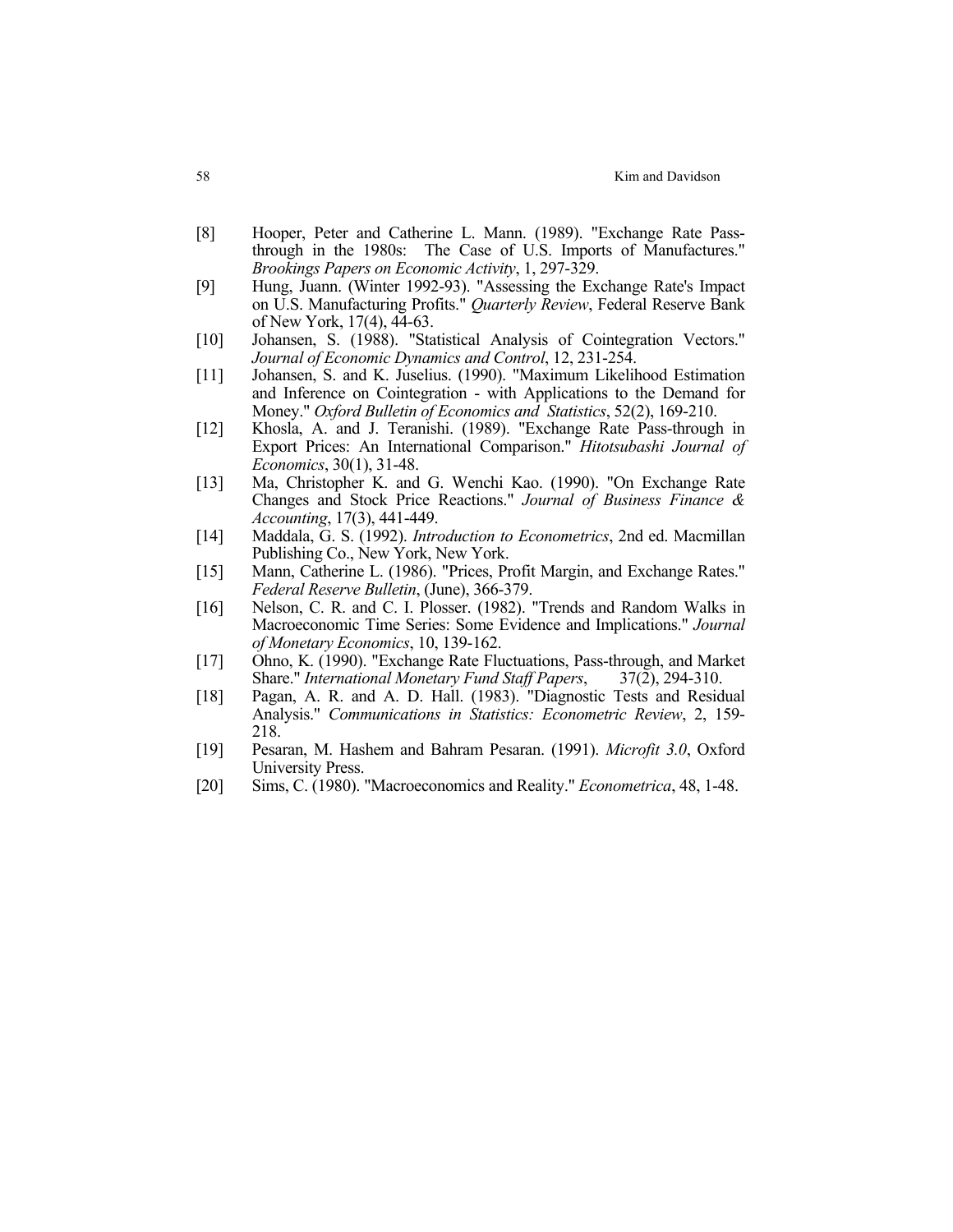[8] Hooper, Peter and Catherine L. Mann. (1989). "Exchange Rate Pass-through in the 1980s: The Case of U.S. Imports of Manufactures." *Brookings Papers on Economic Activity*, 1, 297-329.

[9] Hung, Juann. (Winter 1992-93). "Assessing the Exchange Rate's Impact on U.S. Manufacturing Profits." *Quarterly Review*, Federal Reserve Bank of New York, 17(4), 44-63.

[10] Johansen, S. (1988). "Statistical Analysis of Cointegration Vectors." *Journal of Economic Dynamics and Control*, 12, 231-254.

[11] Johansen, S. and K. Juselius. (1990). "Maximum Likelihood Estimation and Inference on Cointegration - with Applications to the Demand for Money." *Oxford Bulletin of Economics and Statistics*, 52(2), 169-210.

[12] Khosla, A. and J. Teranishi. (1989). "Exchange Rate Pass-through in Export Prices: An International Comparison." *Hitotsubashi Journal of Economics*, 30(1), 31-48.

[13] Ma, Christopher K. and G. Wenchi Kao. (1990). "On Exchange Rate Changes and Stock Price Reactions." *Journal of Business Finance & Accounting*, 17(3), 441-449.

[14] Maddala, G. S. (1992). *Introduction to Econometrics*, 2nd ed. Macmillan Publishing Co., New York, New York.

[15] Mann, Catherine L. (1986). "Prices, Profit Margin, and Exchange Rates." *Federal Reserve Bulletin*, (June), 366-379.

[16] Nelson, C. R. and C. I. Plosser. (1982). "Trends and Random Walks in Macroeconomic Time Series: Some Evidence and Implications." *Journal of Monetary Economics*, 10, 139-162.

[17] Ohno, K. (1990). "Exchange Rate Fluctuations, Pass-through, and Market Share." *International Monetary Fund Staff Papers*, 37(2), 294-310.

[18] Pagan, A. R. and A. D. Hall. (1983). "Diagnostic Tests and Residual Analysis." *Communications in Statistics: Econometric Review*, 2, 159-218.

[19] Pesaran, M. Hashem and Bahram Pesaran. (1991). *Microfit 3.0*, Oxford University Press.

[20] Sims, C. (1980). "Macroeconomics and Reality." *Econometrica*, 48, 1-48.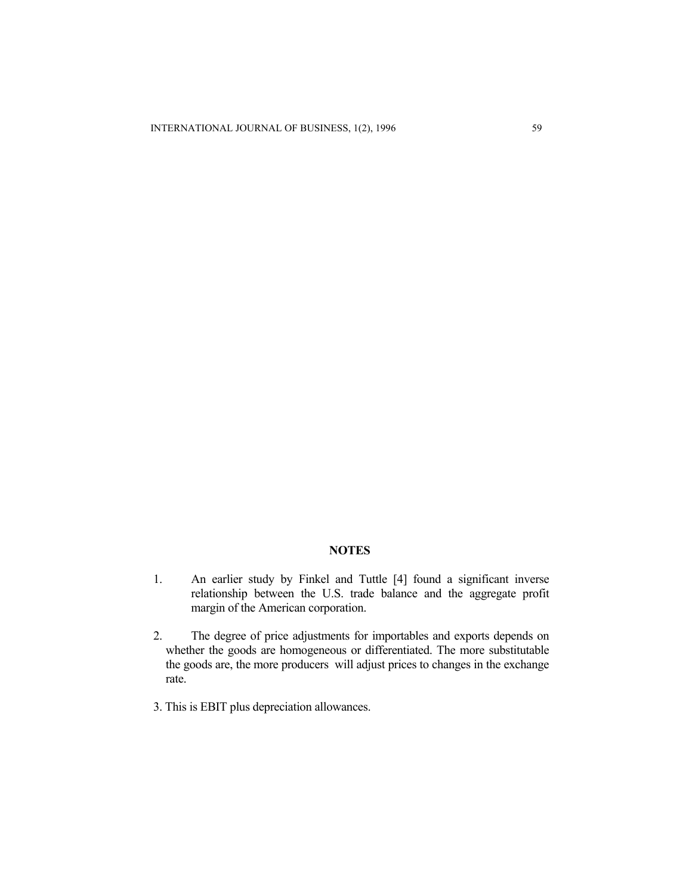## NOTES

1. An earlier study by Finkel and Tuttle [4] found a significant inverse relationship between the U.S. trade balance and the aggregate profit margin of the American corporation.

2. The degree of price adjustments for importables and exports depends on whether the goods are homogeneous or differentiated. The more substitutable the goods are, the more producers will adjust prices to changes in the exchange rate.

3. This is EBIT plus depreciation allowances.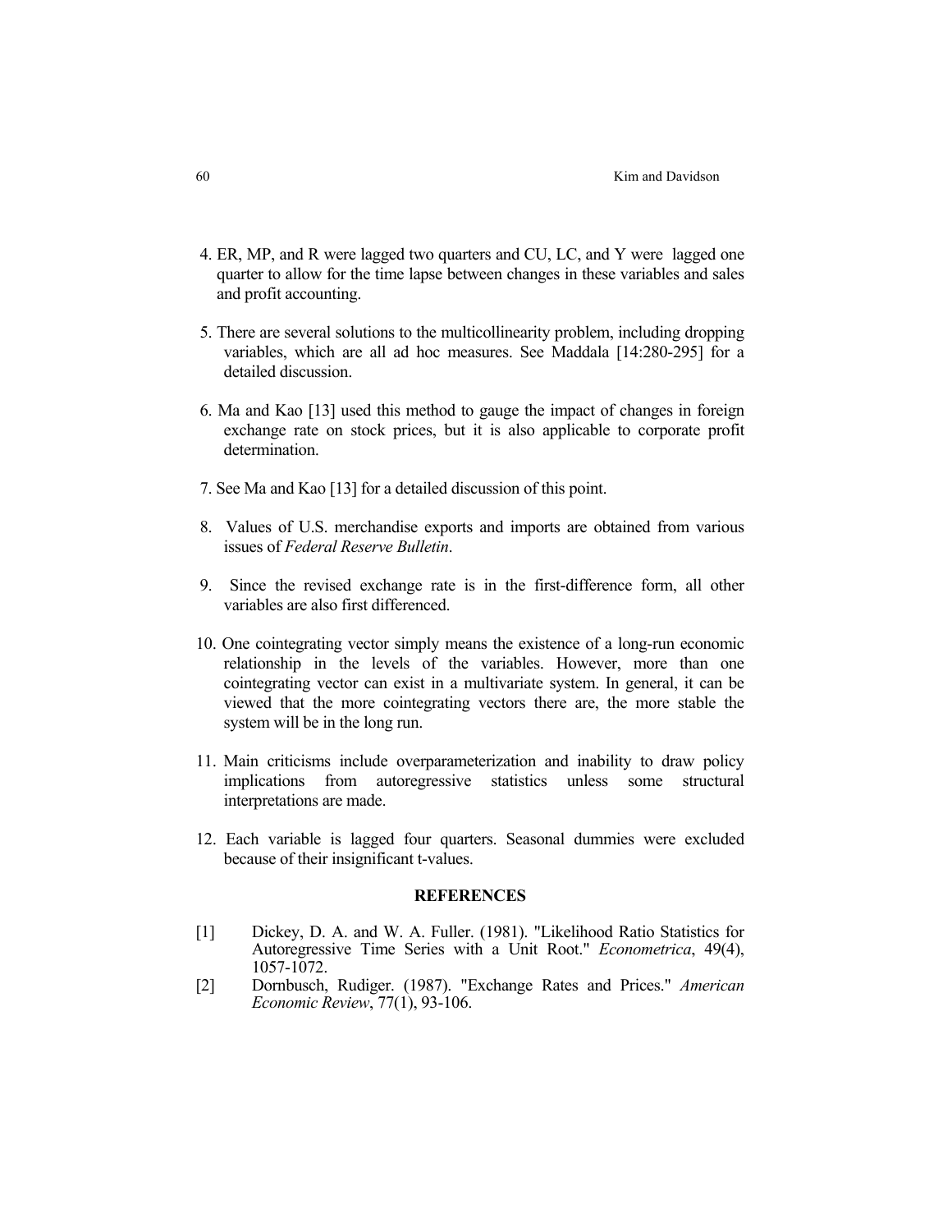4. ER, MP, and R were lagged two quarters and CU, LC, and Y were lagged one quarter to allow for the time lapse between changes in these variables and sales and profit accounting.

5. There are several solutions to the multicollinearity problem, including dropping variables, which are all ad hoc measures. See Maddala [14:280-295] for a detailed discussion.

6. Ma and Kao [13] used this method to gauge the impact of changes in foreign exchange rate on stock prices, but it is also applicable to corporate profit determination.

7. See Ma and Kao [13] for a detailed discussion of this point.

8. Values of U.S. merchandise exports and imports are obtained from various issues of *Federal Reserve Bulletin*.

9. Since the revised exchange rate is in the first-difference form, all other variables are also first differenced.

10. One cointegrating vector simply means the existence of a long-run economic relationship in the levels of the variables. However, more than one cointegrating vector can exist in a multivariate system. In general, it can be viewed that the more cointegrating vectors there are, the more stable the system will be in the long run.

11. Main criticisms include overparameterization and inability to draw policy implications from autoregressive statistics unless some structural interpretations are made.

12. Each variable is lagged four quarters. Seasonal dummies were excluded because of their insignificant t-values.

## REFERENCES

[1] Dickey, D. A. and W. A. Fuller. (1981). "Likelihood Ratio Statistics for Autoregressive Time Series with a Unit Root." *Econometrica*, 49(4), 1057-1072.

[2] Dornbusch, Rudiger. (1987). "Exchange Rates and Prices." *American Economic Review*, 77(1), 93-106.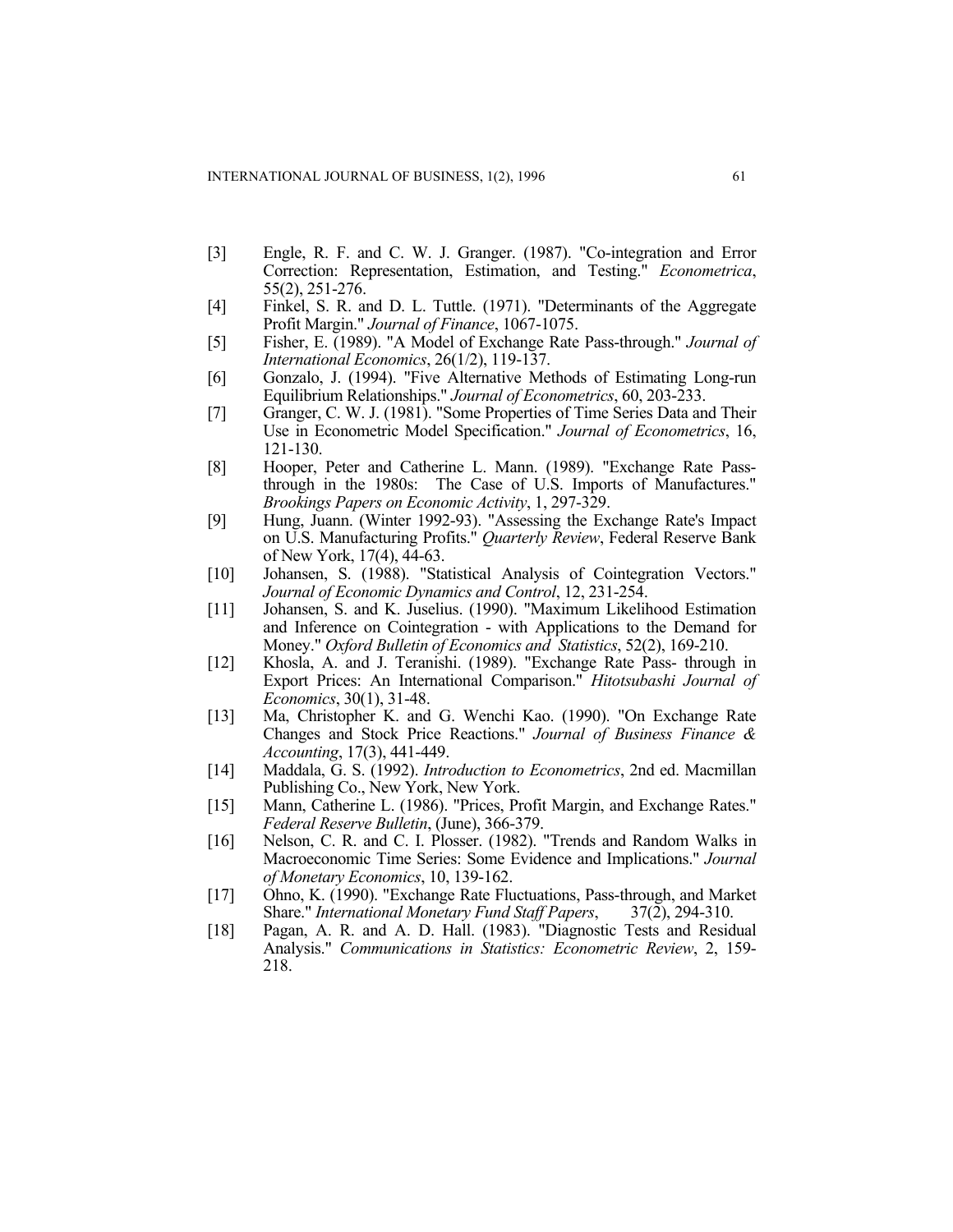[3] Engle, R. F. and C. W. J. Granger. (1987). "Co-integration and Error Correction: Representation, Estimation, and Testing." *Econometrica*, 55(2), 251-276.

[4] Finkel, S. R. and D. L. Tuttle. (1971). "Determinants of the Aggregate Profit Margin." *Journal of Finance*, 1067-1075.

[5] Fisher, E. (1989). "A Model of Exchange Rate Pass-through." *Journal of International Economics*, 26(1/2), 119-137.

[6] Gonzalo, J. (1994). "Five Alternative Methods of Estimating Long-run Equilibrium Relationships." *Journal of Econometrics*, 60, 203-233.

[7] Granger, C. W. J. (1981). "Some Properties of Time Series Data and Their Use in Econometric Model Specification." *Journal of Econometrics*, 16, 121-130.

[8] Hooper, Peter and Catherine L. Mann. (1989). "Exchange Rate Pass-through in the 1980s: The Case of U.S. Imports of Manufactures." *Brookings Papers on Economic Activity*, 1, 297-329.

[9] Hung, Juann. (Winter 1992-93). "Assessing the Exchange Rate's Impact on U.S. Manufacturing Profits." *Quarterly Review*, Federal Reserve Bank of New York, 17(4), 44-63.

[10] Johansen, S. (1988). "Statistical Analysis of Cointegration Vectors." *Journal of Economic Dynamics and Control*, 12, 231-254.

[11] Johansen, S. and K. Juselius. (1990). "Maximum Likelihood Estimation and Inference on Cointegration - with Applications to the Demand for Money." *Oxford Bulletin of Economics and Statistics*, 52(2), 169-210.

[12] Khosla, A. and J. Teranishi. (1989). "Exchange Rate Pass- through in Export Prices: An International Comparison." *Hitotsubashi Journal of Economics*, 30(1), 31-48.

[13] Ma, Christopher K. and G. Wenchi Kao. (1990). "On Exchange Rate Changes and Stock Price Reactions." *Journal of Business Finance & Accounting*, 17(3), 441-449.

[14] Maddala, G. S. (1992). *Introduction to Econometrics*, 2nd ed. Macmillan Publishing Co., New York, New York.

[15] Mann, Catherine L. (1986). "Prices, Profit Margin, and Exchange Rates." *Federal Reserve Bulletin*, (June), 366-379.

[16] Nelson, C. R. and C. I. Plosser. (1982). "Trends and Random Walks in Macroeconomic Time Series: Some Evidence and Implications." *Journal of Monetary Economics*, 10, 139-162.

[17] Ohno, K. (1990). "Exchange Rate Fluctuations, Pass-through, and Market Share." *International Monetary Fund Staff Papers*, 37(2), 294-310.

[18] Pagan, A. R. and A. D. Hall. (1983). "Diagnostic Tests and Residual Analysis." *Communications in Statistics: Econometric Review*, 2, 159-218.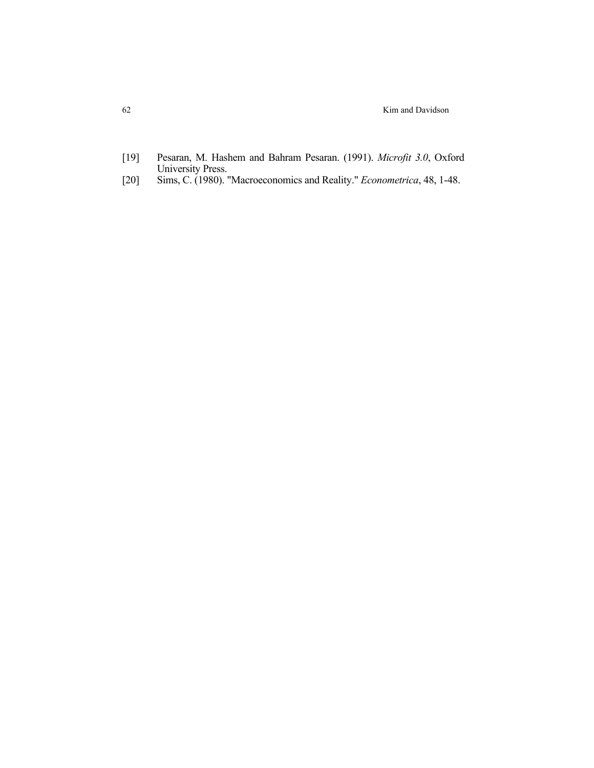[19] Pesaran, M. Hashem and Bahram Pesaran. (1991). *Microfit 3.0*, Oxford University Press.

[20] Sims, C. (1980). "Macroeconomics and Reality." *Econometrica*, 48, 1-48.